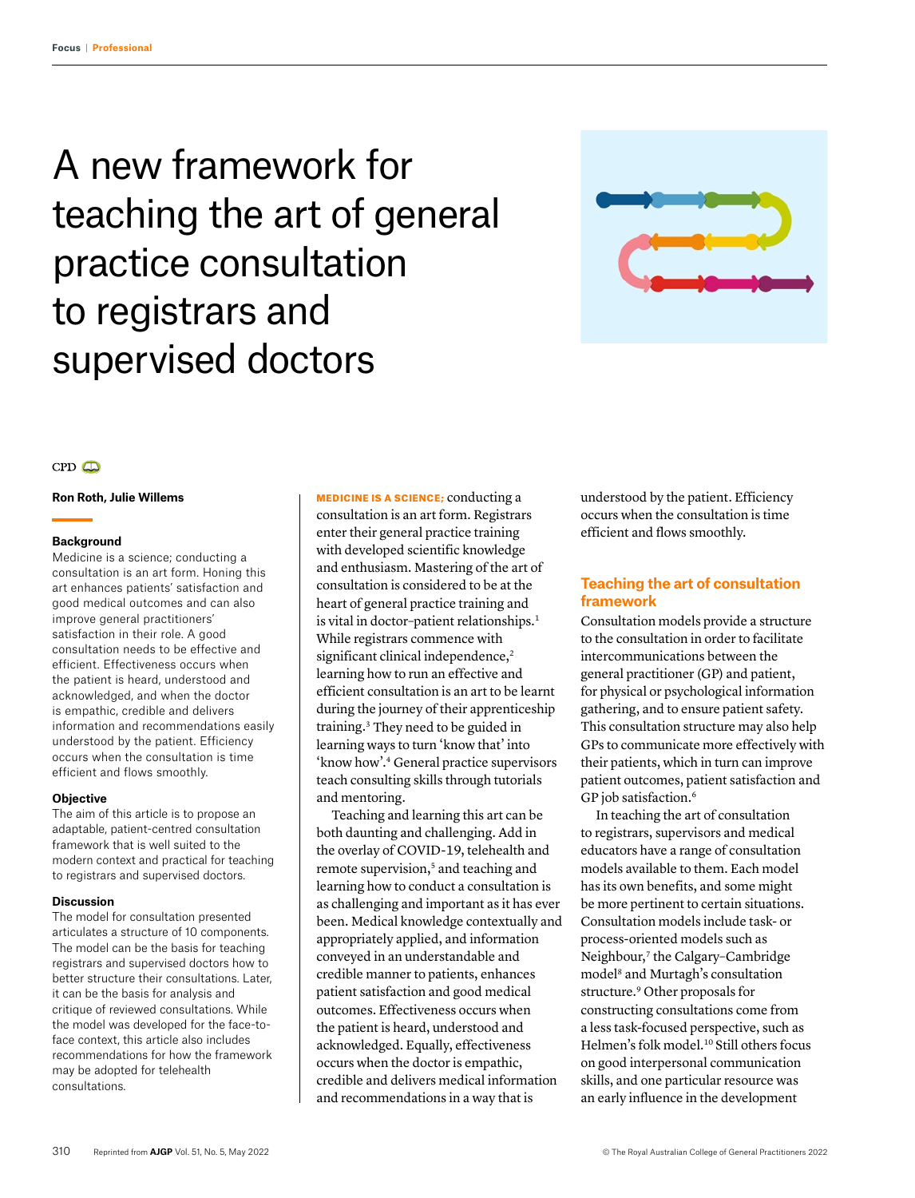# A new framework for teaching the art of general practice consultation to registrars and supervised doctors

CPD

**Ron Roth, Julie Willems**

### Background

Medicine is a science; conducting a consultation is an art form. Honing this art enhances patients' satisfaction and good medical outcomes and can also improve general practitioners' satisfaction in their role. A good consultation needs to be effective and efficient. Effectiveness occurs when the patient is heard, understood and acknowledged, and when the doctor is empathic, credible and delivers information and recommendations easily understood by the patient. Efficiency occurs when the consultation is time efficient and flows smoothly.

### Objective

The aim of this article is to propose an adaptable, patient-centred consultation framework that is well suited to the modern context and practical for teaching to registrars and supervised doctors.

### Discussion

The model for consultation presented articulates a structure of 10 components. The model can be the basis for teaching registrars and supervised doctors how to better structure their consultations. Later, it can be the basis for analysis and critique of reviewed consultations. While the model was developed for the face-to-face context, this article also includes recommendations for how the framework may be adopted for telehealth consultations.

**MEDICINE IS A SCIENCE;** conducting a consultation is an art form. Registrars enter their general practice training with developed scientific knowledge and enthusiasm. Mastering of the art of consultation is considered to be at the heart of general practice training and is vital in doctor–patient relationships.[1] While registrars commence with significant clinical independence,[2] learning how to run an effective and efficient consultation is an art to be learnt during the journey of their apprenticeship training.[3] They need to be guided in learning ways to turn 'know that' into 'know how'.[4] General practice supervisors teach consulting skills through tutorials and mentoring.

Teaching and learning this art can be both daunting and challenging. Add in the overlay of COVID-19, telehealth and remote supervision,[5] and teaching and learning how to conduct a consultation is as challenging and important as it has ever been. Medical knowledge contextually and appropriately applied, and information conveyed in an understandable and credible manner to patients, enhances patient satisfaction and good medical outcomes. Effectiveness occurs when the patient is heard, understood and acknowledged. Equally, effectiveness occurs when the doctor is empathic, credible and delivers medical information and recommendations in a way that is understood by the patient. Efficiency occurs when the consultation is time efficient and flows smoothly.

## Teaching the art of consultation framework

Consultation models provide a structure to the consultation in order to facilitate intercommunications between the general practitioner (GP) and patient, for physical or psychological information gathering, and to ensure patient safety. This consultation structure may also help GPs to communicate more effectively with their patients, which in turn can improve patient outcomes, patient satisfaction and GP job satisfaction.[6]

In teaching the art of consultation to registrars, supervisors and medical educators have a range of consultation models available to them. Each model has its own benefits, and some might be more pertinent to certain situations. Consultation models include task- or process-oriented models such as Neighbour,[7] the Calgary–Cambridge model[8] and Murtagh's consultation structure.[9] Other proposals for constructing consultations come from a less task-focused perspective, such as Helmen's folk model.[10] Still others focus on good interpersonal communication skills, and one particular resource was an early influence in the development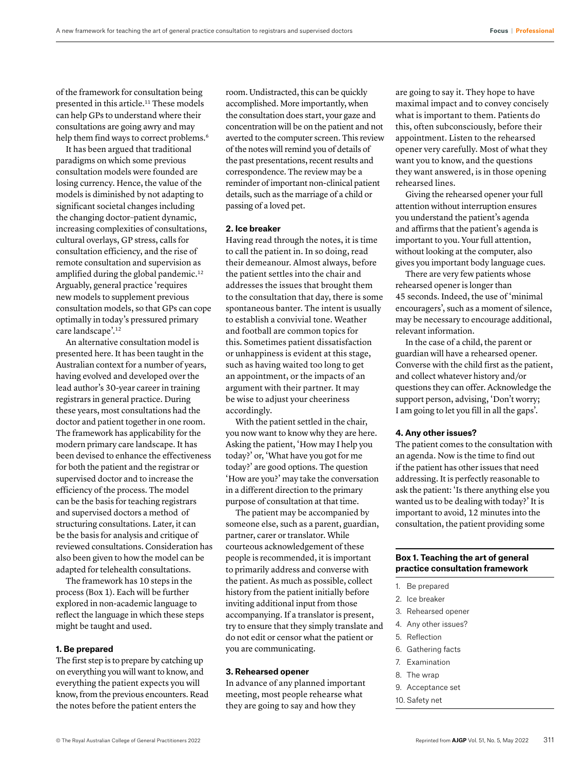of the framework for consultation being presented in this article.[11] These models can help GPs to understand where their consultations are going awry and may help them find ways to correct problems.[6]

It has been argued that traditional paradigms on which some previous consultation models were founded are losing currency. Hence, the value of the models is diminished by not adapting to significant societal changes including the changing doctor–patient dynamic, increasing complexities of consultations, cultural overlays, GP stress, calls for consultation efficiency, and the rise of remote consultation and supervision as amplified during the global pandemic.[12] Arguably, general practice 'requires new models to supplement previous consultation models, so that GPs can cope optimally in today's pressured primary care landscape'.[12]

An alternative consultation model is presented here. It has been taught in the Australian context for a number of years, having evolved and developed over the lead author's 30-year career in training registrars in general practice. During these years, most consultations had the doctor and patient together in one room. The framework has applicability for the modern primary care landscape. It has been devised to enhance the effectiveness for both the patient and the registrar or supervised doctor and to increase the efficiency of the process. The model can be the basis for teaching registrars and supervised doctors a method of structuring consultations. Later, it can be the basis for analysis and critique of reviewed consultations. Consideration has also been given to how the model can be adapted for telehealth consultations.

The framework has 10 steps in the process (Box 1). Each will be further explored in non-academic language to reflect the language in which these steps might be taught and used.

### 1. Be prepared

The first step is to prepare by catching up on everything you will want to know, and everything the patient expects you will know, from the previous encounters. Read the notes before the patient enters the room. Undistracted, this can be quickly accomplished. More importantly, when the consultation does start, your gaze and concentration will be on the patient and not averted to the computer screen. This review of the notes will remind you of details of the past presentations, recent results and correspondence. The review may be a reminder of important non-clinical patient details, such as the marriage of a child or passing of a loved pet.

### 2. Ice breaker

Having read through the notes, it is time to call the patient in. In so doing, read their demeanour. Almost always, before the patient settles into the chair and addresses the issues that brought them to the consultation that day, there is some spontaneous banter. The intent is usually to establish a convivial tone. Weather and football are common topics for this. Sometimes patient dissatisfaction or unhappiness is evident at this stage, such as having waited too long to get an appointment, or the impacts of an argument with their partner. It may be wise to adjust your cheeriness accordingly.

With the patient settled in the chair, you now want to know why they are here. Asking the patient, 'How may I help you today?' or, 'What have you got for me today?' are good options. The question 'How are you?' may take the conversation in a different direction to the primary purpose of consultation at that time.

The patient may be accompanied by someone else, such as a parent, guardian, partner, carer or translator. While courteous acknowledgement of these people is recommended, it is important to primarily address and converse with the patient. As much as possible, collect history from the patient initially before inviting additional input from those accompanying. If a translator is present, try to ensure that they simply translate and do not edit or censor what the patient or you are communicating.

### 3. Rehearsed opener

In advance of any planned important meeting, most people rehearse what they are going to say and how they are going to say it. They hope to have maximal impact and to convey concisely what is important to them. Patients do this, often subconsciously, before their appointment. Listen to the rehearsed opener very carefully. Most of what they want you to know, and the questions they want answered, is in those opening rehearsed lines.

Giving the rehearsed opener your full attention without interruption ensures you understand the patient's agenda and affirms that the patient's agenda is important to you. Your full attention, without looking at the computer, also gives you important body language cues.

There are very few patients whose rehearsed opener is longer than 45 seconds. Indeed, the use of 'minimal encouragers', such as a moment of silence, may be necessary to encourage additional, relevant information.

In the case of a child, the parent or guardian will have a rehearsed opener. Converse with the child first as the patient, and collect whatever history and/or questions they can offer. Acknowledge the support person, advising, 'Don't worry; I am going to let you fill in all the gaps'.

### 4. Any other issues?

The patient comes to the consultation with an agenda. Now is the time to find out if the patient has other issues that need addressing. It is perfectly reasonable to ask the patient: 'Is there anything else you wanted us to be dealing with today?' It is important to avoid, 12 minutes into the consultation, the patient providing some

**Box 1. Teaching the art of general practice consultation framework**

1. Be prepared
2. Ice breaker
3. Rehearsed opener
4. Any other issues?
5. Reflection
6. Gathering facts
7. Examination
8. The wrap
9. Acceptance set
10. Safety net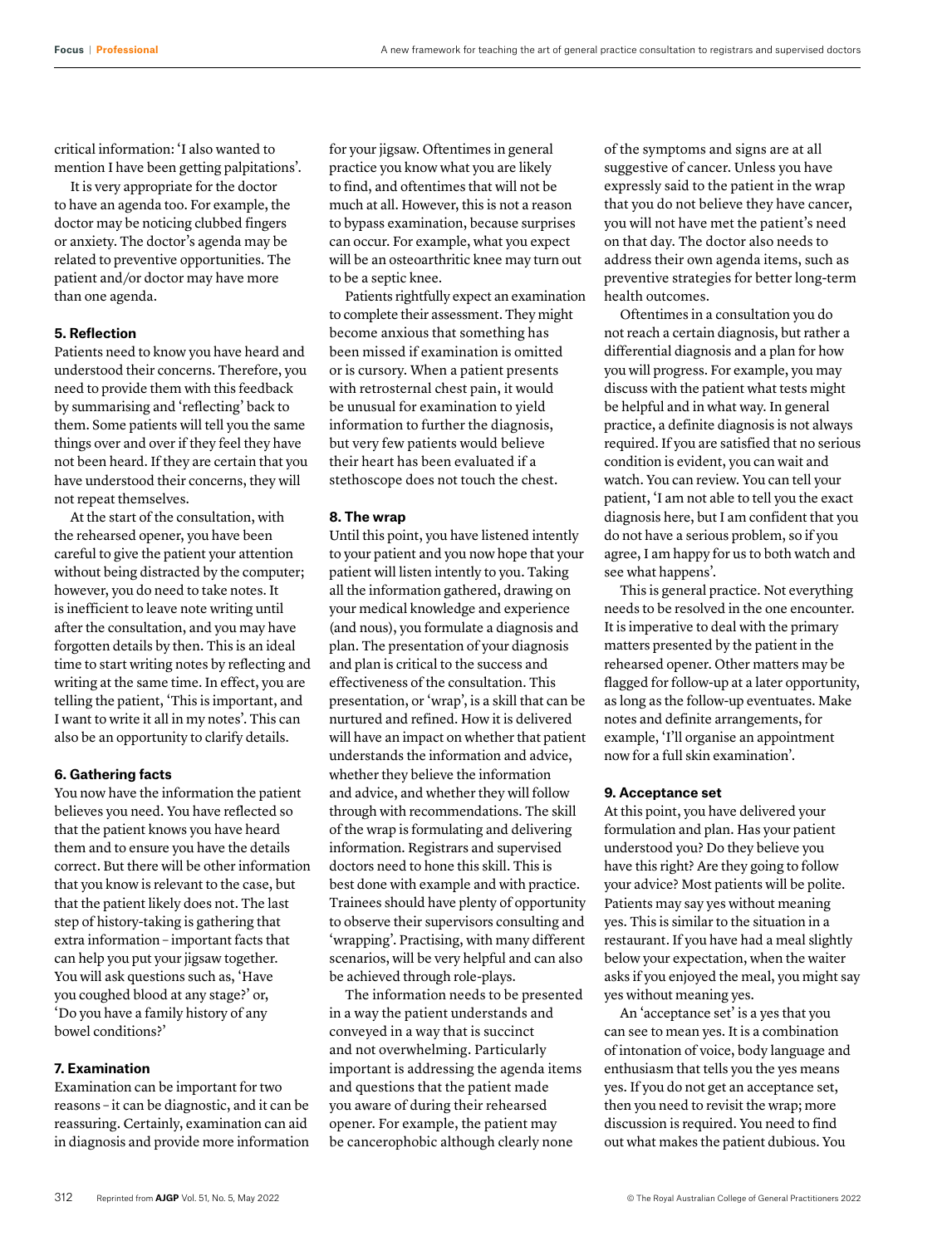critical information: 'I also wanted to mention I have been getting palpitations'.

It is very appropriate for the doctor to have an agenda too. For example, the doctor may be noticing clubbed fingers or anxiety. The doctor's agenda may be related to preventive opportunities. The patient and/or doctor may have more than one agenda.

### 5. Reflection

Patients need to know you have heard and understood their concerns. Therefore, you need to provide them with this feedback by summarising and 'reflecting' back to them. Some patients will tell you the same things over and over if they feel they have not been heard. If they are certain that you have understood their concerns, they will not repeat themselves.

At the start of the consultation, with the rehearsed opener, you have been careful to give the patient your attention without being distracted by the computer; however, you do need to take notes. It is inefficient to leave note writing until after the consultation, and you may have forgotten details by then. This is an ideal time to start writing notes by reflecting and writing at the same time. In effect, you are telling the patient, 'This is important, and I want to write it all in my notes'. This can also be an opportunity to clarify details.

### 6. Gathering facts

You now have the information the patient believes you need. You have reflected so that the patient knows you have heard them and to ensure you have the details correct. But there will be other information that you know is relevant to the case, but that the patient likely does not. The last step of history-taking is gathering that extra information – important facts that can help you put your jigsaw together. You will ask questions such as, 'Have you coughed blood at any stage?' or, 'Do you have a family history of any bowel conditions?'

### 7. Examination

Examination can be important for two reasons – it can be diagnostic, and it can be reassuring. Certainly, examination can aid in diagnosis and provide more information for your jigsaw. Oftentimes in general practice you know what you are likely to find, and oftentimes that will not be much at all. However, this is not a reason to bypass examination, because surprises can occur. For example, what you expect will be an osteoarthritic knee may turn out to be a septic knee.

Patients rightfully expect an examination to complete their assessment. They might become anxious that something has been missed if examination is omitted or is cursory. When a patient presents with retrosternal chest pain, it would be unusual for examination to yield information to further the diagnosis, but very few patients would believe their heart has been evaluated if a stethoscope does not touch the chest.

### 8. The wrap

Until this point, you have listened intently to your patient and you now hope that your patient will listen intently to you. Taking all the information gathered, drawing on your medical knowledge and experience (and nous), you formulate a diagnosis and plan. The presentation of your diagnosis and plan is critical to the success and effectiveness of the consultation. This presentation, or 'wrap', is a skill that can be nurtured and refined. How it is delivered will have an impact on whether that patient understands the information and advice, whether they believe the information and advice, and whether they will follow through with recommendations. The skill of the wrap is formulating and delivering information. Registrars and supervised doctors need to hone this skill. This is best done with example and with practice. Trainees should have plenty of opportunity to observe their supervisors consulting and 'wrapping'. Practising, with many different scenarios, will be very helpful and can also be achieved through role-plays.

The information needs to be presented in a way the patient understands and conveyed in a way that is succinct and not overwhelming. Particularly important is addressing the agenda items and questions that the patient made you aware of during their rehearsed opener. For example, the patient may be cancerophobic although clearly none of the symptoms and signs are at all suggestive of cancer. Unless you have expressly said to the patient in the wrap that you do not believe they have cancer, you will not have met the patient's need on that day. The doctor also needs to address their own agenda items, such as preventive strategies for better long-term health outcomes.

Oftentimes in a consultation you do not reach a certain diagnosis, but rather a differential diagnosis and a plan for how you will progress. For example, you may discuss with the patient what tests might be helpful and in what way. In general practice, a definite diagnosis is not always required. If you are satisfied that no serious condition is evident, you can wait and watch. You can review. You can tell your patient, 'I am not able to tell you the exact diagnosis here, but I am confident that you do not have a serious problem, so if you agree, I am happy for us to both watch and see what happens'.

This is general practice. Not everything needs to be resolved in the one encounter. It is imperative to deal with the primary matters presented by the patient in the rehearsed opener. Other matters may be flagged for follow-up at a later opportunity, as long as the follow-up eventuates. Make notes and definite arrangements, for example, 'I'll organise an appointment now for a full skin examination'.

### 9. Acceptance set

At this point, you have delivered your formulation and plan. Has your patient understood you? Do they believe you have this right? Are they going to follow your advice? Most patients will be polite. Patients may say yes without meaning yes. This is similar to the situation in a restaurant. If you have had a meal slightly below your expectation, when the waiter asks if you enjoyed the meal, you might say yes without meaning yes.

An 'acceptance set' is a yes that you can see to mean yes. It is a combination of intonation of voice, body language and enthusiasm that tells you the yes means yes. If you do not get an acceptance set, then you need to revisit the wrap; more discussion is required. You need to find out what makes the patient dubious. You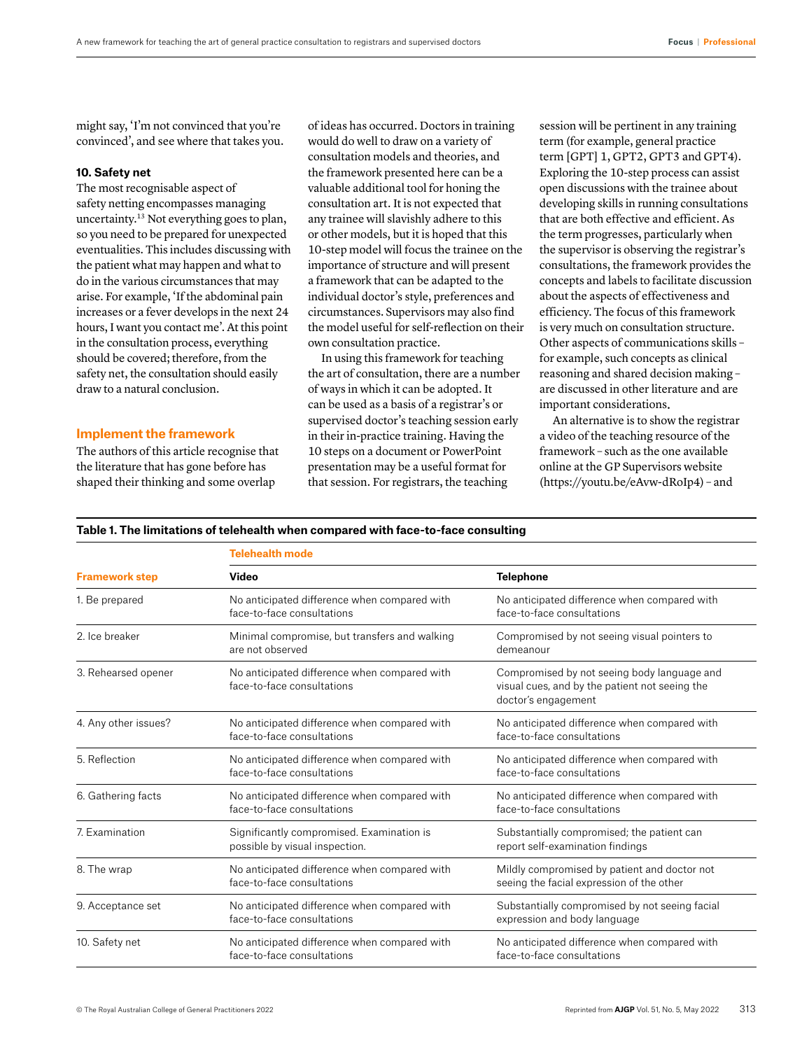might say, 'I'm not convinced that you're convinced', and see where that takes you.

**10. Safety net**

The most recognisable aspect of safety netting encompasses managing uncertainty.[13] Not everything goes to plan, so you need to be prepared for unexpected eventualities. This includes discussing with the patient what may happen and what to do in the various circumstances that may arise. For example, 'If the abdominal pain increases or a fever develops in the next 24 hours, I want you contact me'. At this point in the consultation process, everything should be covered; therefore, from the safety net, the consultation should easily draw to a natural conclusion.

## Implement the framework

The authors of this article recognise that the literature that has gone before has shaped their thinking and some overlap of ideas has occurred. Doctors in training would do well to draw on a variety of consultation models and theories, and the framework presented here can be a valuable additional tool for honing the consultation art. It is not expected that any trainee will slavishly adhere to this or other models, but it is hoped that this 10-step model will focus the trainee on the importance of structure and will present a framework that can be adapted to the individual doctor's style, preferences and circumstances. Supervisors may also find the model useful for self-reflection on their own consultation practice.

In using this framework for teaching the art of consultation, there are a number of ways in which it can be adopted. It can be used as a basis of a registrar's or supervised doctor's teaching session early in their in-practice training. Having the 10 steps on a document or PowerPoint presentation may be a useful format for that session. For registrars, the teaching session will be pertinent in any training term (for example, general practice term [GPT] 1, GPT2, GPT3 and GPT4). Exploring the 10-step process can assist open discussions with the trainee about developing skills in running consultations that are both effective and efficient. As the term progresses, particularly when the supervisor is observing the registrar's consultations, the framework provides the concepts and labels to facilitate discussion about the aspects of effectiveness and efficiency. The focus of this framework is very much on consultation structure. Other aspects of communications skills – for example, such concepts as clinical reasoning and shared decision making – are discussed in other literature and are important considerations.

An alternative is to show the registrar a video of the teaching resource of the framework – such as the one available online at the GP Supervisors website (https://youtu.be/eAvw-dRoIp4) – and

**Table 1. The limitations of telehealth when compared with face-to-face consulting**

| | Telehealth mode | |
|---|---|---|
| **Framework step** | **Video** | **Telephone** |
| 1. Be prepared | No anticipated difference when compared with face-to-face consultations | No anticipated difference when compared with face-to-face consultations |
| 2. Ice breaker | Minimal compromise, but transfers and walking are not observed | Compromised by not seeing visual pointers to demeanour |
| 3. Rehearsed opener | No anticipated difference when compared with face-to-face consultations | Compromised by not seeing body language and visual cues, and by the patient not seeing the doctor's engagement |
| 4. Any other issues? | No anticipated difference when compared with face-to-face consultations | No anticipated difference when compared with face-to-face consultations |
| 5. Reflection | No anticipated difference when compared with face-to-face consultations | No anticipated difference when compared with face-to-face consultations |
| 6. Gathering facts | No anticipated difference when compared with face-to-face consultations | No anticipated difference when compared with face-to-face consultations |
| 7. Examination | Significantly compromised. Examination is possible by visual inspection. | Substantially compromised; the patient can report self-examination findings |
| 8. The wrap | No anticipated difference when compared with face-to-face consultations | Mildly compromised by patient and doctor not seeing the facial expression of the other |
| 9. Acceptance set | No anticipated difference when compared with face-to-face consultations | Substantially compromised by not seeing facial expression and body language |
| 10. Safety net | No anticipated difference when compared with face-to-face consultations | No anticipated difference when compared with face-to-face consultations |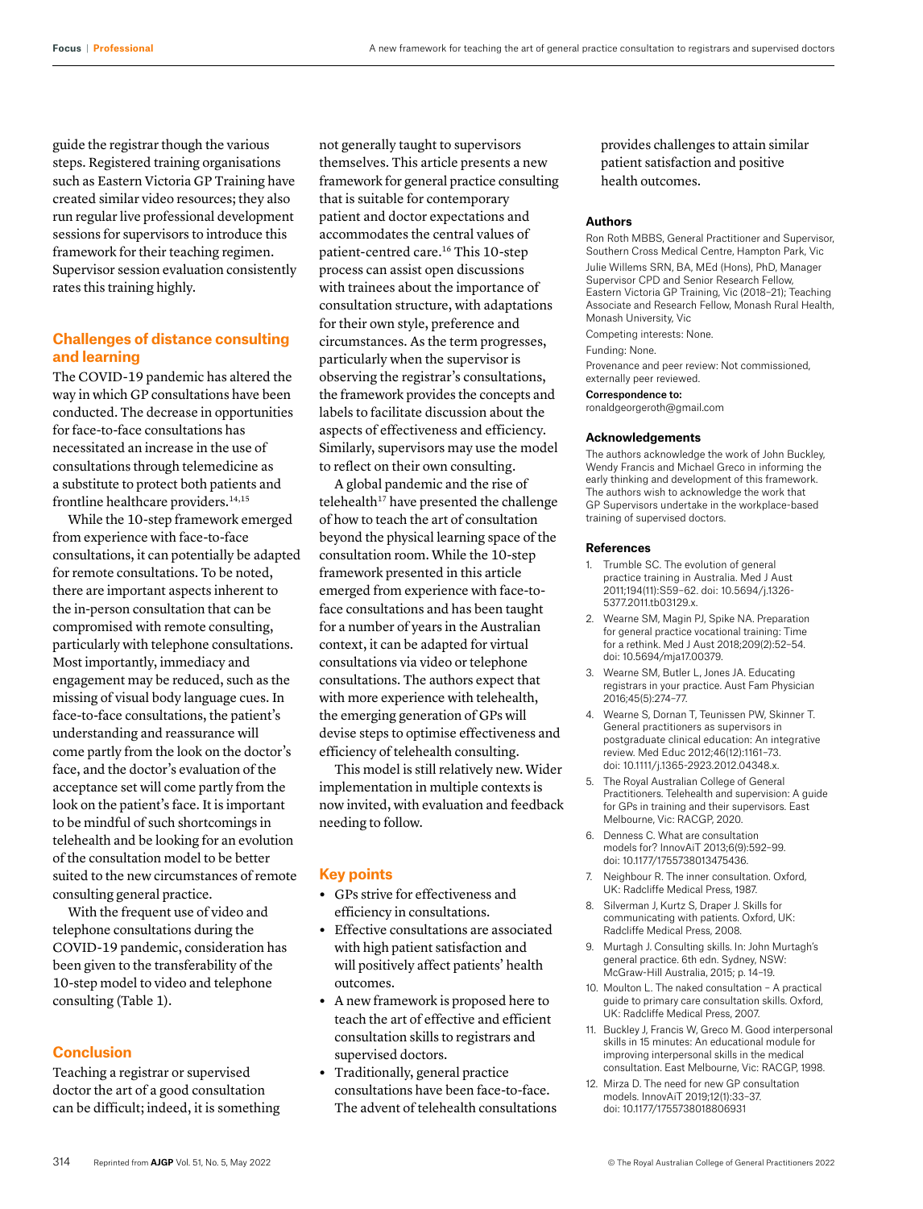guide the registrar though the various steps. Registered training organisations such as Eastern Victoria GP Training have created similar video resources; they also run regular live professional development sessions for supervisors to introduce this framework for their teaching regimen. Supervisor session evaluation consistently rates this training highly.

## Challenges of distance consulting and learning

The COVID-19 pandemic has altered the way in which GP consultations have been conducted. The decrease in opportunities for face-to-face consultations has necessitated an increase in the use of consultations through telemedicine as a substitute to protect both patients and frontline healthcare providers.[14,15]

While the 10-step framework emerged from experience with face-to-face consultations, it can potentially be adapted for remote consultations. To be noted, there are important aspects inherent to the in-person consultation that can be compromised with remote consulting, particularly with telephone consultations. Most importantly, immediacy and engagement may be reduced, such as the missing of visual body language cues. In face-to-face consultations, the patient's understanding and reassurance will come partly from the look on the doctor's face, and the doctor's evaluation of the acceptance set will come partly from the look on the patient's face. It is important to be mindful of such shortcomings in telehealth and be looking for an evolution of the consultation model to be better suited to the new circumstances of remote consulting general practice.

With the frequent use of video and telephone consultations during the COVID-19 pandemic, consideration has been given to the transferability of the 10-step model to video and telephone consulting (Table 1).

## Conclusion

Teaching a registrar or supervised doctor the art of a good consultation can be difficult; indeed, it is something not generally taught to supervisors themselves. This article presents a new framework for general practice consulting that is suitable for contemporary patient and doctor expectations and accommodates the central values of patient-centred care.[16] This 10-step process can assist open discussions with trainees about the importance of consultation structure, with adaptations for their own style, preference and circumstances. As the term progresses, particularly when the supervisor is observing the registrar's consultations, the framework provides the concepts and labels to facilitate discussion about the aspects of effectiveness and efficiency. Similarly, supervisors may use the model to reflect on their own consulting.

A global pandemic and the rise of telehealth[17] have presented the challenge of how to teach the art of consultation beyond the physical learning space of the consultation room. While the 10-step framework presented in this article emerged from experience with face-to-face consultations and has been taught for a number of years in the Australian context, it can be adapted for virtual consultations via video or telephone consultations. The authors expect that with more experience with telehealth, the emerging generation of GPs will devise steps to optimise effectiveness and efficiency of telehealth consulting.

This model is still relatively new. Wider implementation in multiple contexts is now invited, with evaluation and feedback needing to follow.

## Key points

- GPs strive for effectiveness and efficiency in consultations.
- Effective consultations are associated with high patient satisfaction and will positively affect patients' health outcomes.
- A new framework is proposed here to teach the art of effective and efficient consultation skills to registrars and supervised doctors.
- Traditionally, general practice consultations have been face-to-face. The advent of telehealth consultations provides challenges to attain similar patient satisfaction and positive health outcomes.

### Authors

Ron Roth MBBS, General Practitioner and Supervisor, Southern Cross Medical Centre, Hampton Park, Vic

Julie Willems SRN, BA, MEd (Hons), PhD, Manager Supervisor CPD and Senior Research Fellow, Eastern Victoria GP Training, Vic (2018–21); Teaching Associate and Research Fellow, Monash Rural Health, Monash University, Vic

Competing interests: None.

Funding: None.

Provenance and peer review: Not commissioned, externally peer reviewed.

**Correspondence to:**
ronaldgeorgeroth@gmail.com

### Acknowledgements

The authors acknowledge the work of John Buckley, Wendy Francis and Michael Greco in informing the early thinking and development of this framework. The authors wish to acknowledge the work that GP Supervisors undertake in the workplace-based training of supervised doctors.

### References

1. Trumble SC. The evolution of general practice training in Australia. Med J Aust 2011;194(11):S59–62. doi: 10.5694/j.1326-5377.2011.tb03129.x.
2. Wearne SM, Magin PJ, Spike NA. Preparation for general practice vocational training: Time for a rethink. Med J Aust 2018;209(2):52–54. doi: 10.5694/mja17.00379.
3. Wearne SM, Butler L, Jones JA. Educating registrars in your practice. Aust Fam Physician 2016;45(5):274–77.
4. Wearne S, Dornan T, Teunissen PW, Skinner T. General practitioners as supervisors in postgraduate clinical education: An integrative review. Med Educ 2012;46(12):1161–73. doi: 10.1111/j.1365-2923.2012.04348.x.
5. The Royal Australian College of General Practitioners. Telehealth and supervision: A guide for GPs in training and their supervisors. East Melbourne, Vic: RACGP, 2020.
6. Denness C. What are consultation models for? InnovAiT 2013;6(9):592–99. doi: 10.1177/1755738013475436.
7. Neighbour R. The inner consultation. Oxford, UK: Radcliffe Medical Press, 1987.
8. Silverman J, Kurtz S, Draper J. Skills for communicating with patients. Oxford, UK: Radcliffe Medical Press, 2008.
9. Murtagh J. Consulting skills. In: John Murtagh's general practice. 6th edn. Sydney, NSW: McGraw-Hill Australia, 2015; p. 14–19.
10. Moulton L. The naked consultation – A practical guide to primary care consultation skills. Oxford, UK: Radcliffe Medical Press, 2007.
11. Buckley J, Francis W, Greco M. Good interpersonal skills in 15 minutes: An educational module for improving interpersonal skills in the medical consultation. East Melbourne, Vic: RACGP, 1998.
12. Mirza D. The need for new GP consultation models. InnovAiT 2019;12(1):33–37. doi: 10.1177/1755738018806931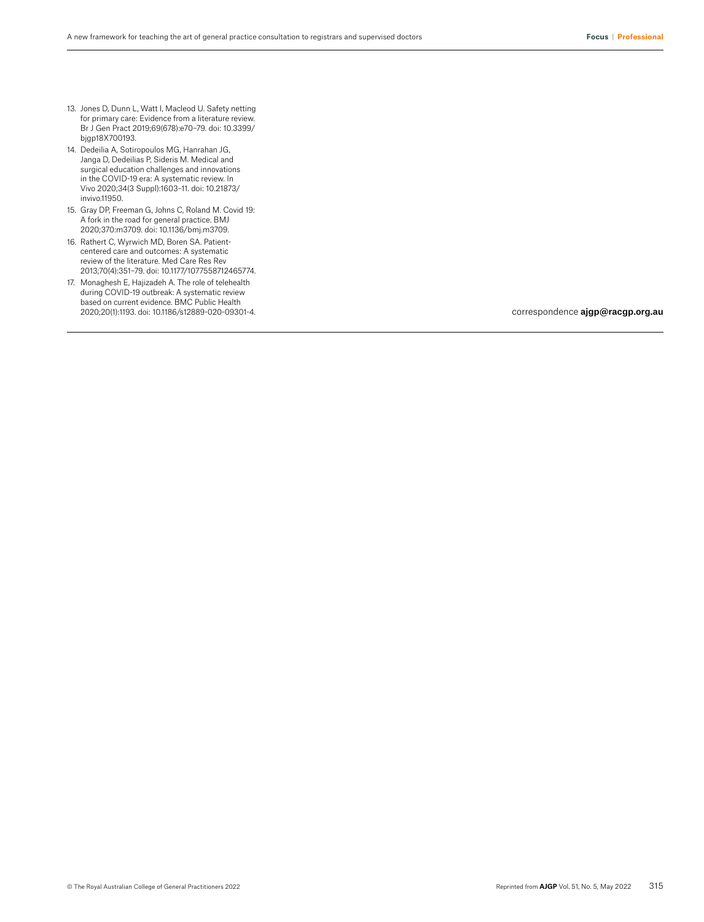13. Jones D, Dunn L, Watt I, Macleod U. Safety netting for primary care: Evidence from a literature review. Br J Gen Pract 2019;69(678):e70–79. doi: 10.3399/bjgp18X700193.
14. Dedeilia A, Sotiropoulos MG, Hanrahan JG, Janga D, Dedeilias P, Sideris M. Medical and surgical education challenges and innovations in the COVID-19 era: A systematic review. In Vivo 2020;34(3 Suppl):1603–11. doi: 10.21873/invivo.11950.
15. Gray DP, Freeman G, Johns C, Roland M. Covid 19: A fork in the road for general practice. BMJ 2020;370:m3709. doi: 10.1136/bmj.m3709.
16. Rathert C, Wyrwich MD, Boren SA. Patient-centered care and outcomes: A systematic review of the literature. Med Care Res Rev 2013;70(4):351–79. doi: 10.1177/1077558712465774.
17. Monaghesh E, Hajizadeh A. The role of telehealth during COVID-19 outbreak: A systematic review based on current evidence. BMC Public Health 2020;20(1):1193. doi: 10.1186/s12889-020-09301-4.

correspondence **ajgp@racgp.org.au**